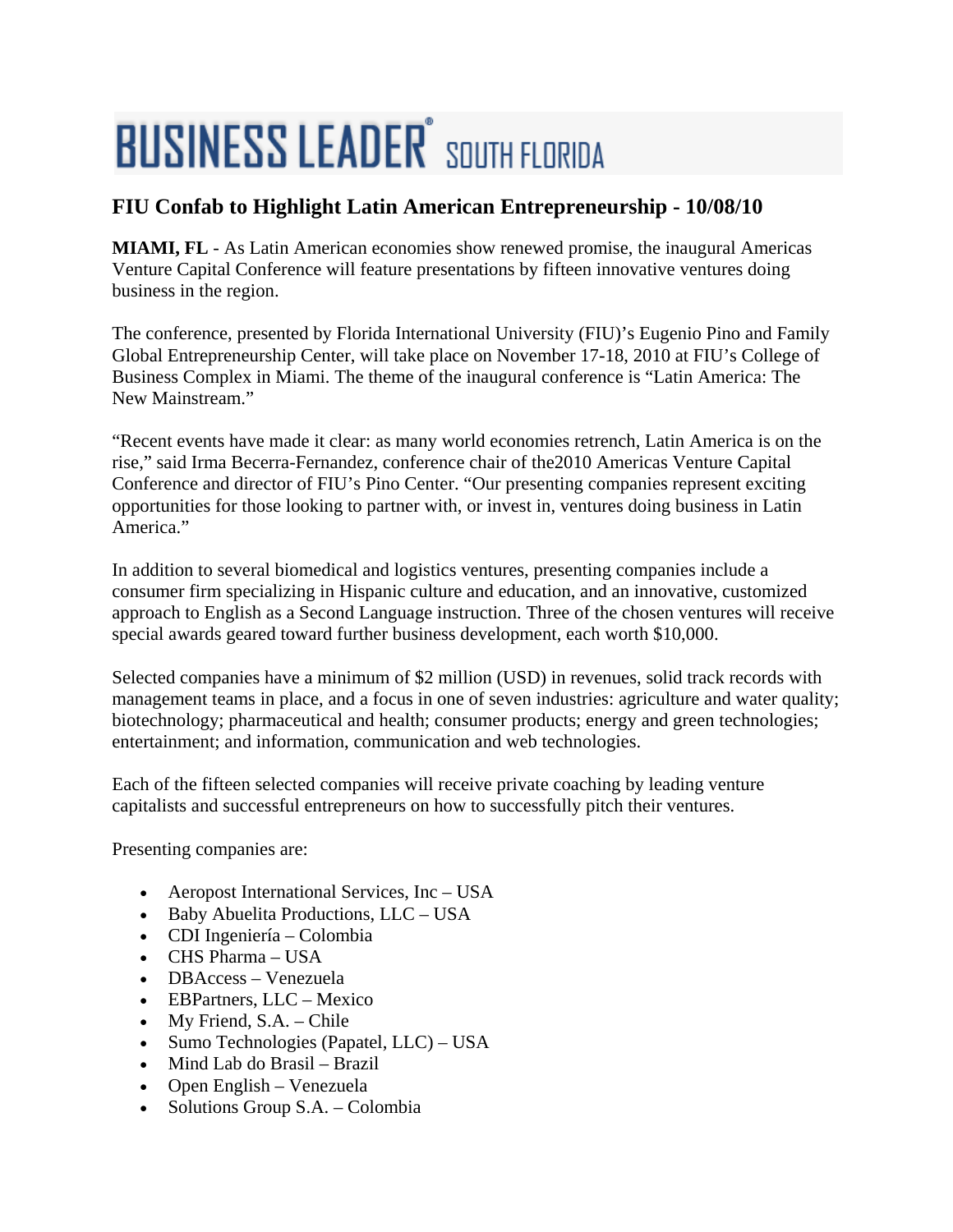# BUSINESS LEADER® SOUTH FLORIDA

## FIU Confab to Highlight Latin American Entrepreneurship - 10/08/10

**MIAMI, FL** - As Latin American economies show renewed promise, the inaugural Americas Venture Capital Conference will feature presentations by fifteen innovative ventures doing business in the region.

The conference, presented by Florida International University (FIU)'s Eugenio Pino and Family Global Entrepreneurship Center, will take place on November 17-18, 2010 at FIU's College of Business Complex in Miami. The theme of the inaugural conference is "Latin America: The New Mainstream."

"Recent events have made it clear: as many world economies retrench, Latin America is on the rise," said Irma Becerra-Fernandez, conference chair of the2010 Americas Venture Capital Conference and director of FIU's Pino Center. "Our presenting companies represent exciting opportunities for those looking to partner with, or invest in, ventures doing business in Latin America."

In addition to several biomedical and logistics ventures, presenting companies include a consumer firm specializing in Hispanic culture and education, and an innovative, customized approach to English as a Second Language instruction. Three of the chosen ventures will receive special awards geared toward further business development, each worth $10,000.

Selected companies have a minimum of $2 million (USD) in revenues, solid track records with management teams in place, and a focus in one of seven industries: agriculture and water quality; biotechnology; pharmaceutical and health; consumer products; energy and green technologies; entertainment; and information, communication and web technologies.

Each of the fifteen selected companies will receive private coaching by leading venture capitalists and successful entrepreneurs on how to successfully pitch their ventures.

Presenting companies are:

- Aeropost International Services, Inc – USA
- Baby Abuelita Productions, LLC – USA
- CDI Ingeniería – Colombia
- CHS Pharma – USA
- DBAccess – Venezuela
- EBPartners, LLC – Mexico
- My Friend, S.A. – Chile
- Sumo Technologies (Papatel, LLC) – USA
- Mind Lab do Brasil – Brazil
- Open English – Venezuela
- Solutions Group S.A. – Colombia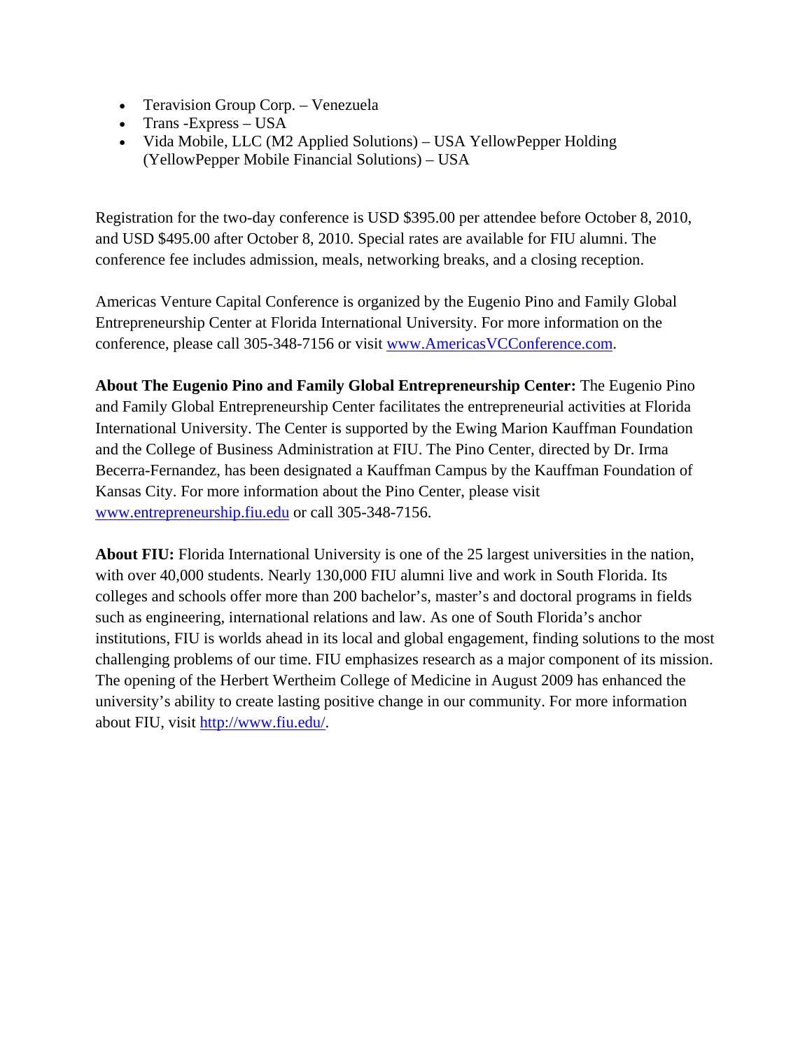- Teravision Group Corp. – Venezuela
- Trans -Express – USA
- Vida Mobile, LLC (M2 Applied Solutions) – USA YellowPepper Holding (YellowPepper Mobile Financial Solutions) – USA

Registration for the two-day conference is USD $395.00 per attendee before October 8, 2010, and USD $495.00 after October 8, 2010. Special rates are available for FIU alumni. The conference fee includes admission, meals, networking breaks, and a closing reception.

Americas Venture Capital Conference is organized by the Eugenio Pino and Family Global Entrepreneurship Center at Florida International University. For more information on the conference, please call 305-348-7156 or visit www.AmericasVCConference.com.

**About The Eugenio Pino and Family Global Entrepreneurship Center:** The Eugenio Pino and Family Global Entrepreneurship Center facilitates the entrepreneurial activities at Florida International University. The Center is supported by the Ewing Marion Kauffman Foundation and the College of Business Administration at FIU. The Pino Center, directed by Dr. Irma Becerra-Fernandez, has been designated a Kauffman Campus by the Kauffman Foundation of Kansas City. For more information about the Pino Center, please visit www.entrepreneurship.fiu.edu or call 305-348-7156.

**About FIU:** Florida International University is one of the 25 largest universities in the nation, with over 40,000 students. Nearly 130,000 FIU alumni live and work in South Florida. Its colleges and schools offer more than 200 bachelor's, master's and doctoral programs in fields such as engineering, international relations and law. As one of South Florida's anchor institutions, FIU is worlds ahead in its local and global engagement, finding solutions to the most challenging problems of our time. FIU emphasizes research as a major component of its mission. The opening of the Herbert Wertheim College of Medicine in August 2009 has enhanced the university's ability to create lasting positive change in our community. For more information about FIU, visit http://www.fiu.edu/.